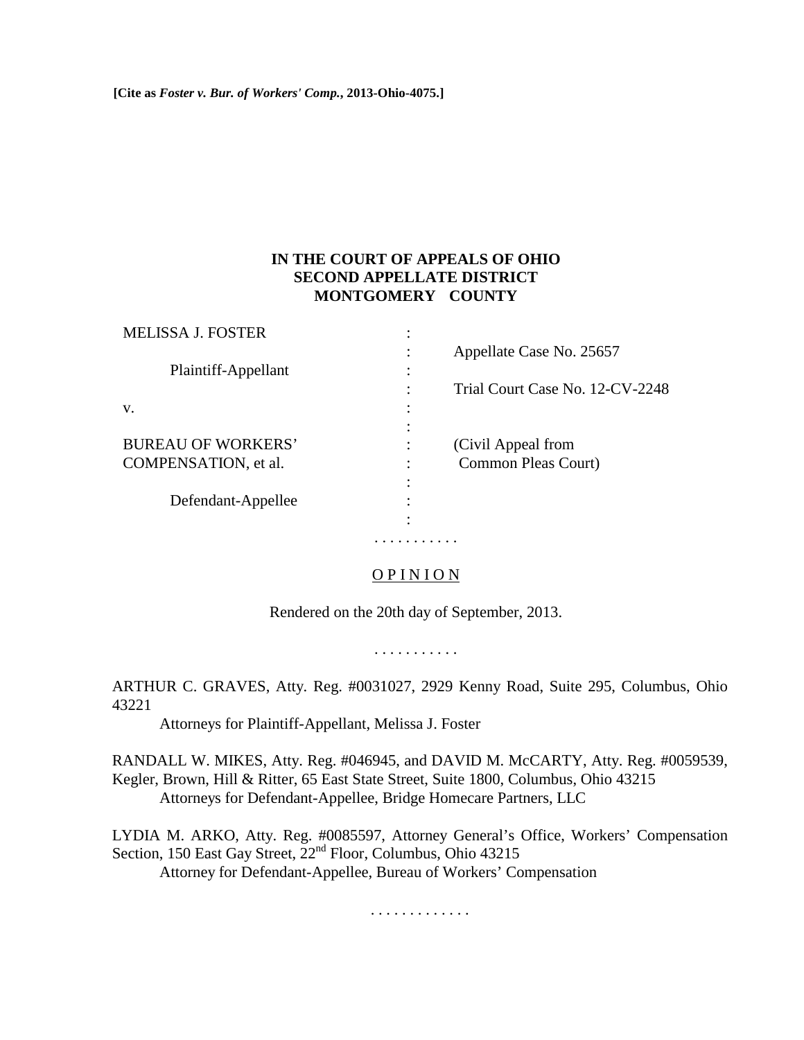**[Cite as *Foster v. Bur. of Workers' Comp.*, 2013-Ohio-4075.]**

**IN THE COURT OF APPEALS OF OHIO**
**SECOND APPELLATE DISTRICT**
**MONTGOMERY COUNTY**

| | | |
|---|---|---|
| MELISSA J. FOSTER | : | |
| | : | Appellate Case No. 25657 |
| Plaintiff-Appellant | : | |
| | : | Trial Court Case No. 12-CV-2248 |
| v. | : | |
| | : | |
| BUREAU OF WORKERS' | : | (Civil Appeal from |
| COMPENSATION, et al. | : | Common Pleas Court) |
| | : | |
| Defendant-Appellee | : | |
| | : | |

. . . . . . . . . . .

O P I N I O N

Rendered on the 20th day of September, 2013.

. . . . . . . . . . .

ARTHUR C. GRAVES, Atty. Reg. #0031027, 2929 Kenny Road, Suite 295, Columbus, Ohio 43221

Attorneys for Plaintiff-Appellant, Melissa J. Foster

RANDALL W. MIKES, Atty. Reg. #046945, and DAVID M. McCARTY, Atty. Reg. #0059539, Kegler, Brown, Hill & Ritter, 65 East State Street, Suite 1800, Columbus, Ohio 43215

Attorneys for Defendant-Appellee, Bridge Homecare Partners, LLC

LYDIA M. ARKO, Atty. Reg. #0085597, Attorney General's Office, Workers' Compensation Section, 150 East Gay Street, 22nd Floor, Columbus, Ohio 43215

Attorney for Defendant-Appellee, Bureau of Workers' Compensation

. . . . . . . . . . . . .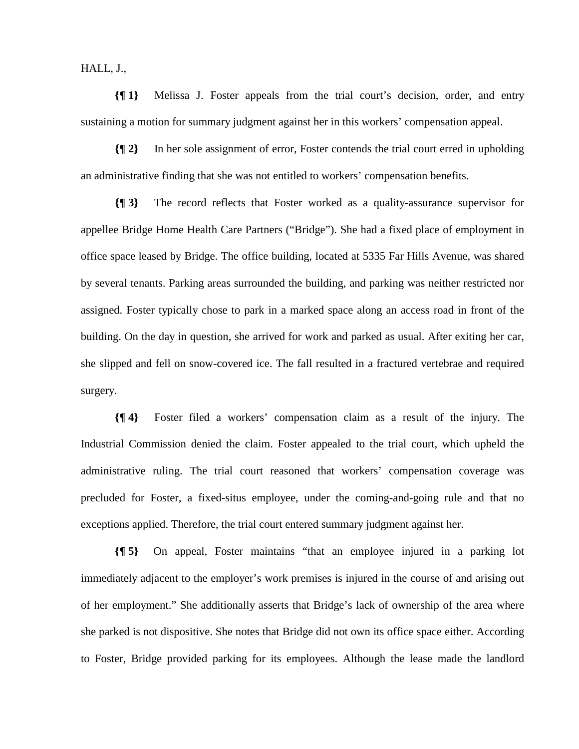HALL, J.,

**{¶ 1}** Melissa J. Foster appeals from the trial court's decision, order, and entry sustaining a motion for summary judgment against her in this workers' compensation appeal.

**{¶ 2}** In her sole assignment of error, Foster contends the trial court erred in upholding an administrative finding that she was not entitled to workers' compensation benefits.

**{¶ 3}** The record reflects that Foster worked as a quality-assurance supervisor for appellee Bridge Home Health Care Partners ("Bridge"). She had a fixed place of employment in office space leased by Bridge. The office building, located at 5335 Far Hills Avenue, was shared by several tenants. Parking areas surrounded the building, and parking was neither restricted nor assigned. Foster typically chose to park in a marked space along an access road in front of the building. On the day in question, she arrived for work and parked as usual. After exiting her car, she slipped and fell on snow-covered ice. The fall resulted in a fractured vertebrae and required surgery.

**{¶ 4}** Foster filed a workers' compensation claim as a result of the injury. The Industrial Commission denied the claim. Foster appealed to the trial court, which upheld the administrative ruling. The trial court reasoned that workers' compensation coverage was precluded for Foster, a fixed-situs employee, under the coming-and-going rule and that no exceptions applied. Therefore, the trial court entered summary judgment against her.

**{¶ 5}** On appeal, Foster maintains "that an employee injured in a parking lot immediately adjacent to the employer's work premises is injured in the course of and arising out of her employment." She additionally asserts that Bridge's lack of ownership of the area where she parked is not dispositive. She notes that Bridge did not own its office space either. According to Foster, Bridge provided parking for its employees. Although the lease made the landlord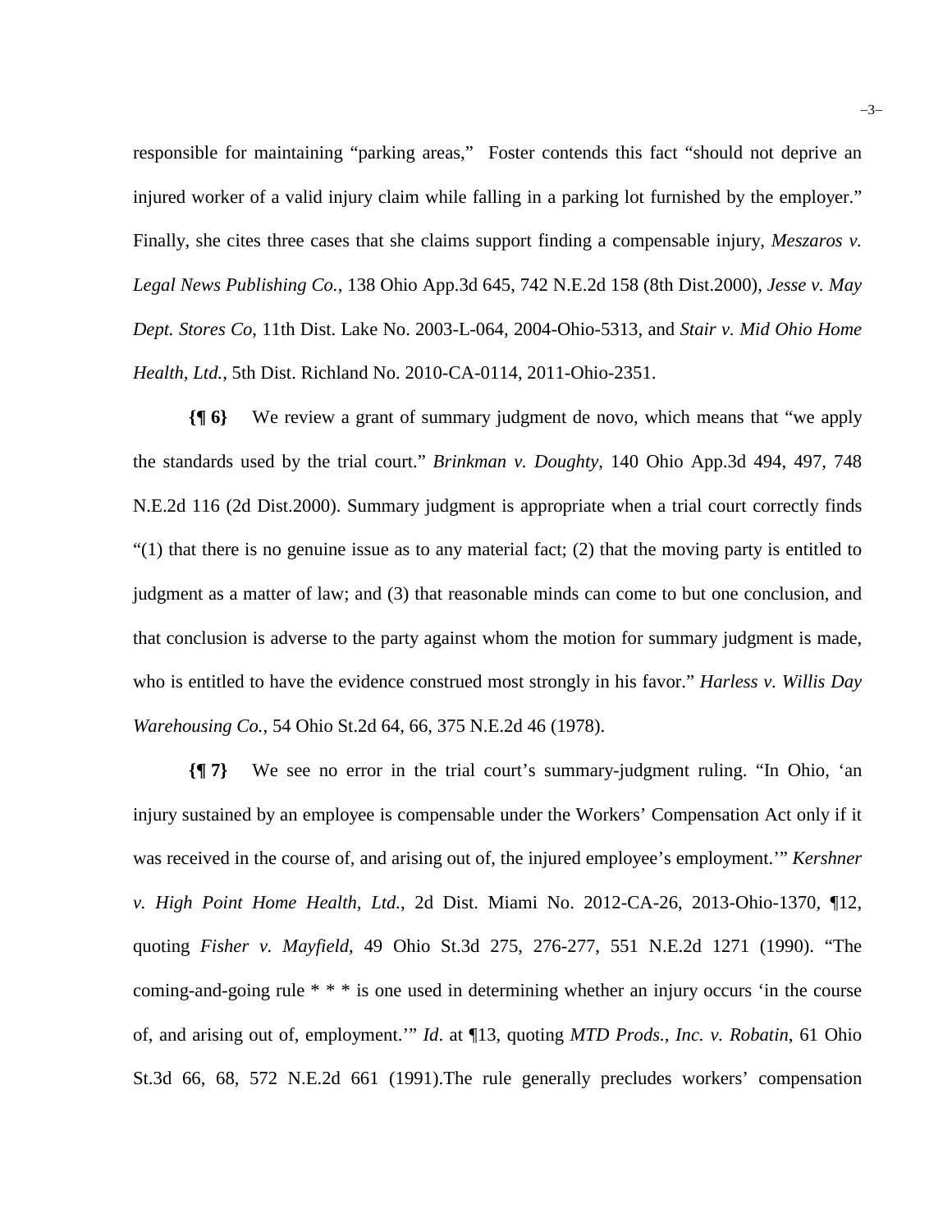responsible for maintaining "parking areas," Foster contends this fact "should not deprive an injured worker of a valid injury claim while falling in a parking lot furnished by the employer." Finally, she cites three cases that she claims support finding a compensable injury, *Meszaros v. Legal News Publishing Co.*, 138 Ohio App.3d 645, 742 N.E.2d 158 (8th Dist.2000), *Jesse v. May Dept. Stores Co*, 11th Dist. Lake No. 2003-L-064, 2004-Ohio-5313, and *Stair v. Mid Ohio Home Health, Ltd.*, 5th Dist. Richland No. 2010-CA-0114, 2011-Ohio-2351.

**{¶ 6}** We review a grant of summary judgment de novo, which means that "we apply the standards used by the trial court." *Brinkman v. Doughty*, 140 Ohio App.3d 494, 497, 748 N.E.2d 116 (2d Dist.2000). Summary judgment is appropriate when a trial court correctly finds "(1) that there is no genuine issue as to any material fact; (2) that the moving party is entitled to judgment as a matter of law; and (3) that reasonable minds can come to but one conclusion, and that conclusion is adverse to the party against whom the motion for summary judgment is made, who is entitled to have the evidence construed most strongly in his favor." *Harless v. Willis Day Warehousing Co.*, 54 Ohio St.2d 64, 66, 375 N.E.2d 46 (1978).

**{¶ 7}** We see no error in the trial court's summary-judgment ruling. "In Ohio, 'an injury sustained by an employee is compensable under the Workers' Compensation Act only if it was received in the course of, and arising out of, the injured employee's employment.'" *Kershner v. High Point Home Health, Ltd.*, 2d Dist. Miami No. 2012-CA-26, 2013-Ohio-1370, ¶12, quoting *Fisher v. Mayfield*, 49 Ohio St.3d 275, 276-277, 551 N.E.2d 1271 (1990). "The coming-and-going rule * * * is one used in determining whether an injury occurs 'in the course of, and arising out of, employment.'" *Id*. at ¶13, quoting *MTD Prods., Inc. v. Robatin*, 61 Ohio St.3d 66, 68, 572 N.E.2d 661 (1991).The rule generally precludes workers' compensation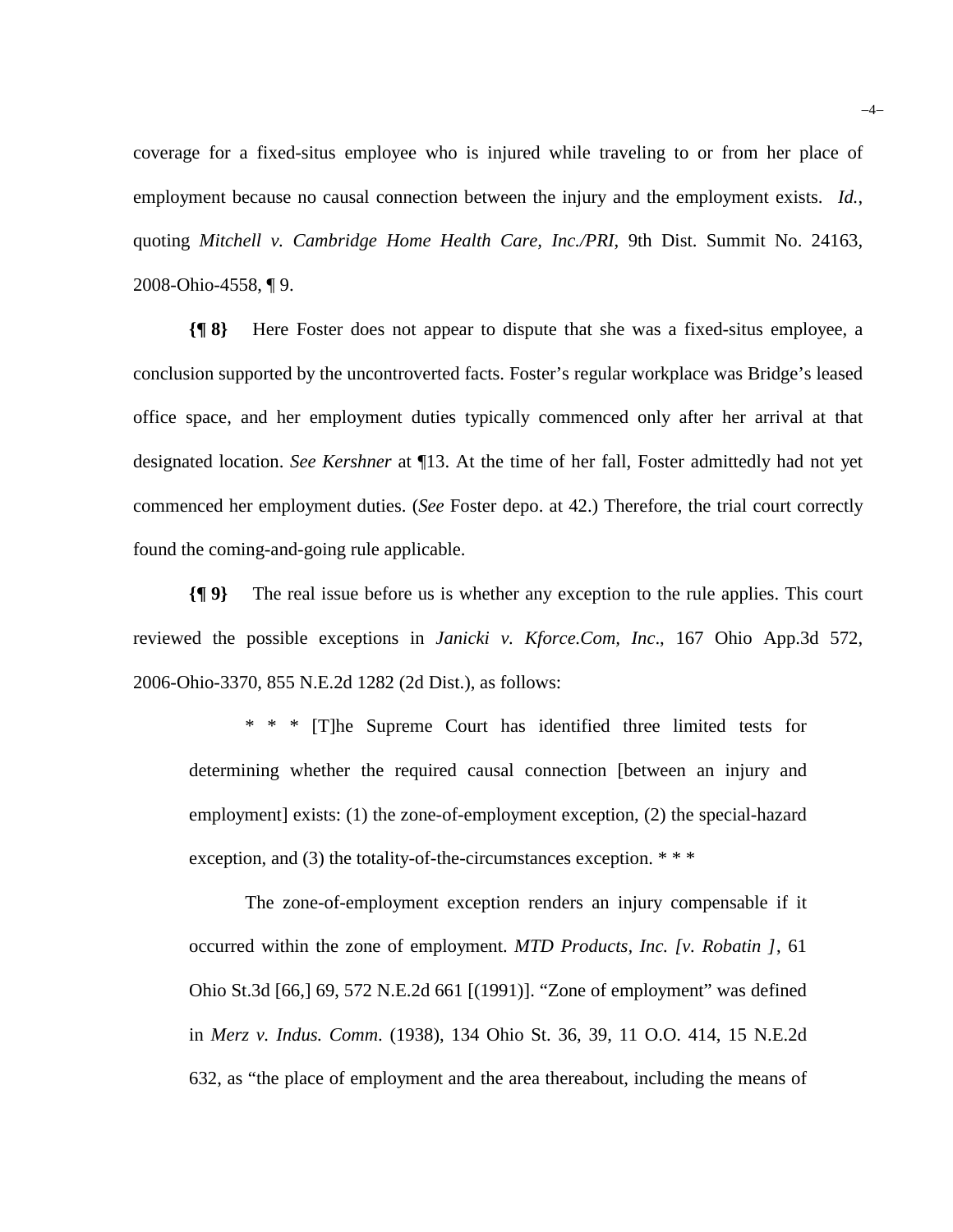coverage for a fixed-situs employee who is injured while traveling to or from her place of employment because no causal connection between the injury and the employment exists. *Id.*, quoting *Mitchell v. Cambridge Home Health Care, Inc./PRI*, 9th Dist. Summit No. 24163, 2008-Ohio-4558, ¶ 9.

**{¶ 8}** Here Foster does not appear to dispute that she was a fixed-situs employee, a conclusion supported by the uncontroverted facts. Foster's regular workplace was Bridge's leased office space, and her employment duties typically commenced only after her arrival at that designated location. *See Kershner* at ¶13. At the time of her fall, Foster admittedly had not yet commenced her employment duties. (*See* Foster depo. at 42.) Therefore, the trial court correctly found the coming-and-going rule applicable.

**{¶ 9}** The real issue before us is whether any exception to the rule applies. This court reviewed the possible exceptions in *Janicki v. Kforce.Com, Inc*., 167 Ohio App.3d 572, 2006-Ohio-3370, 855 N.E.2d 1282 (2d Dist.), as follows:

> * * * [T]he Supreme Court has identified three limited tests for determining whether the required causal connection [between an injury and employment] exists: (1) the zone-of-employment exception, (2) the special-hazard exception, and (3) the totality-of-the-circumstances exception. * * *
>
> The zone-of-employment exception renders an injury compensable if it occurred within the zone of employment. *MTD Products, Inc. [v. Robatin ]*, 61 Ohio St.3d [66,] 69, 572 N.E.2d 661 [(1991)]. "Zone of employment" was defined in *Merz v. Indus. Comm*. (1938), 134 Ohio St. 36, 39, 11 O.O. 414, 15 N.E.2d 632, as "the place of employment and the area thereabout, including the means of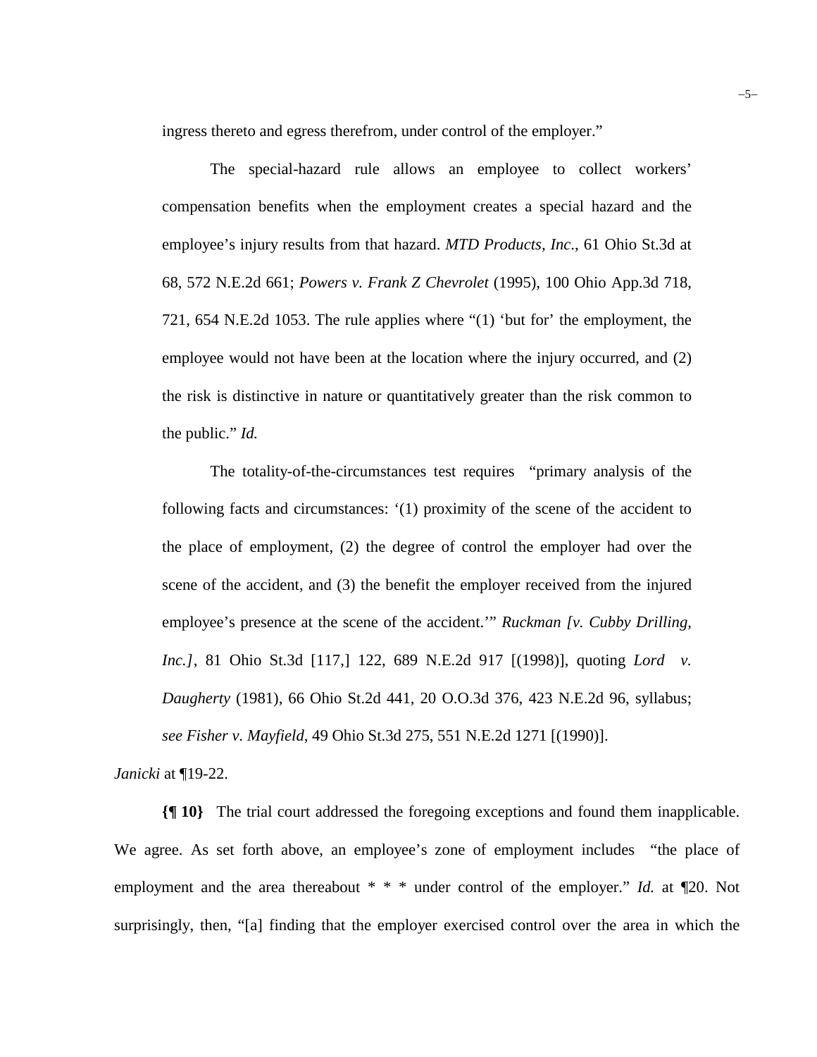ingress thereto and egress therefrom, under control of the employer."

> The special-hazard rule allows an employee to collect workers' compensation benefits when the employment creates a special hazard and the employee's injury results from that hazard. *MTD Products, Inc*., 61 Ohio St.3d at 68, 572 N.E.2d 661; *Powers v. Frank Z Chevrolet* (1995), 100 Ohio App.3d 718, 721, 654 N.E.2d 1053. The rule applies where "(1) 'but for' the employment, the employee would not have been at the location where the injury occurred, and (2) the risk is distinctive in nature or quantitatively greater than the risk common to the public." *Id.*
>
> The totality-of-the-circumstances test requires "primary analysis of the following facts and circumstances: '(1) proximity of the scene of the accident to the place of employment, (2) the degree of control the employer had over the scene of the accident, and (3) the benefit the employer received from the injured employee's presence at the scene of the accident.'" *Ruckman [v. Cubby Drilling, Inc.]*, 81 Ohio St.3d [117,] 122, 689 N.E.2d 917 [(1998)], quoting *Lord v. Daugherty* (1981), 66 Ohio St.2d 441, 20 O.O.3d 376, 423 N.E.2d 96, syllabus; *see Fisher v. Mayfield*, 49 Ohio St.3d 275, 551 N.E.2d 1271 [(1990)].

*Janicki* at ¶19-22.

**{¶ 10}** The trial court addressed the foregoing exceptions and found them inapplicable. We agree. As set forth above, an employee's zone of employment includes "the place of employment and the area thereabout * * * under control of the employer." *Id.* at ¶20. Not surprisingly, then, "[a] finding that the employer exercised control over the area in which the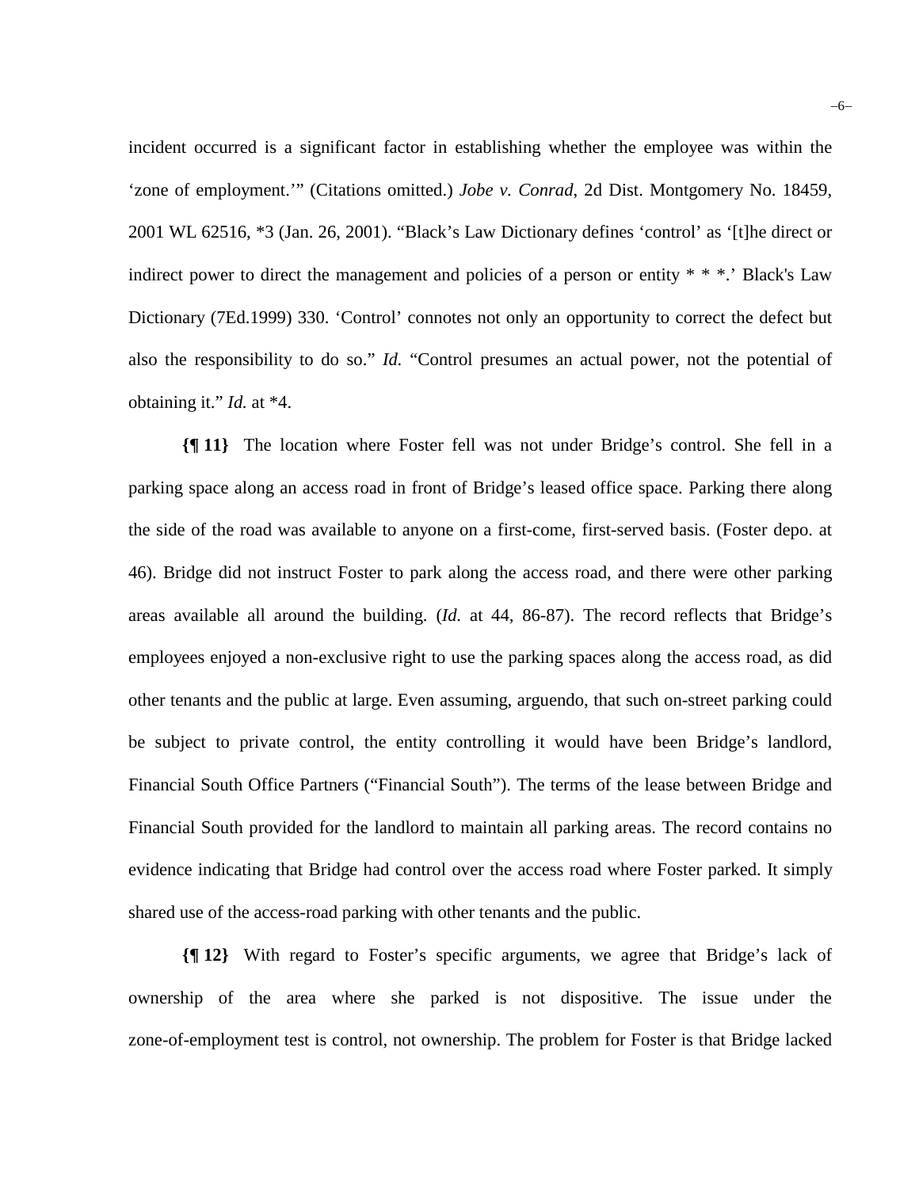incident occurred is a significant factor in establishing whether the employee was within the 'zone of employment.'" (Citations omitted.) *Jobe v. Conrad*, 2d Dist. Montgomery No. 18459, 2001 WL 62516, *3 (Jan. 26, 2001). "Black's Law Dictionary defines 'control' as '[t]he direct or indirect power to direct the management and policies of a person or entity * * *.' Black's Law Dictionary (7Ed.1999) 330. 'Control' connotes not only an opportunity to correct the defect but also the responsibility to do so." *Id.* "Control presumes an actual power, not the potential of obtaining it." *Id.* at *4.

**{¶ 11}** The location where Foster fell was not under Bridge's control. She fell in a parking space along an access road in front of Bridge's leased office space. Parking there along the side of the road was available to anyone on a first-come, first-served basis. (Foster depo. at 46). Bridge did not instruct Foster to park along the access road, and there were other parking areas available all around the building. (*Id.* at 44, 86-87). The record reflects that Bridge's employees enjoyed a non-exclusive right to use the parking spaces along the access road, as did other tenants and the public at large. Even assuming, arguendo, that such on-street parking could be subject to private control, the entity controlling it would have been Bridge's landlord, Financial South Office Partners ("Financial South"). The terms of the lease between Bridge and Financial South provided for the landlord to maintain all parking areas. The record contains no evidence indicating that Bridge had control over the access road where Foster parked. It simply shared use of the access-road parking with other tenants and the public.

**{¶ 12}** With regard to Foster's specific arguments, we agree that Bridge's lack of ownership of the area where she parked is not dispositive. The issue under the zone-of-employment test is control, not ownership. The problem for Foster is that Bridge lacked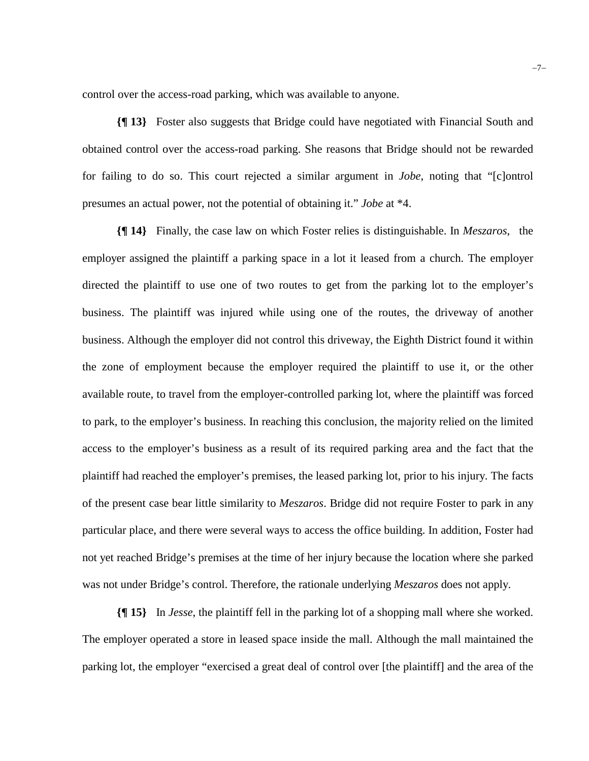control over the access-road parking, which was available to anyone.

**{¶ 13}** Foster also suggests that Bridge could have negotiated with Financial South and obtained control over the access-road parking. She reasons that Bridge should not be rewarded for failing to do so. This court rejected a similar argument in *Jobe*, noting that "[c]ontrol presumes an actual power, not the potential of obtaining it." *Jobe* at *4.

**{¶ 14}** Finally, the case law on which Foster relies is distinguishable. In *Meszaros*, the employer assigned the plaintiff a parking space in a lot it leased from a church. The employer directed the plaintiff to use one of two routes to get from the parking lot to the employer's business. The plaintiff was injured while using one of the routes, the driveway of another business. Although the employer did not control this driveway, the Eighth District found it within the zone of employment because the employer required the plaintiff to use it, or the other available route, to travel from the employer-controlled parking lot, where the plaintiff was forced to park, to the employer's business. In reaching this conclusion, the majority relied on the limited access to the employer's business as a result of its required parking area and the fact that the plaintiff had reached the employer's premises, the leased parking lot, prior to his injury. The facts of the present case bear little similarity to *Meszaros*. Bridge did not require Foster to park in any particular place, and there were several ways to access the office building. In addition, Foster had not yet reached Bridge's premises at the time of her injury because the location where she parked was not under Bridge's control. Therefore, the rationale underlying *Meszaros* does not apply.

**{¶ 15}** In *Jesse*, the plaintiff fell in the parking lot of a shopping mall where she worked. The employer operated a store in leased space inside the mall. Although the mall maintained the parking lot, the employer "exercised a great deal of control over [the plaintiff] and the area of the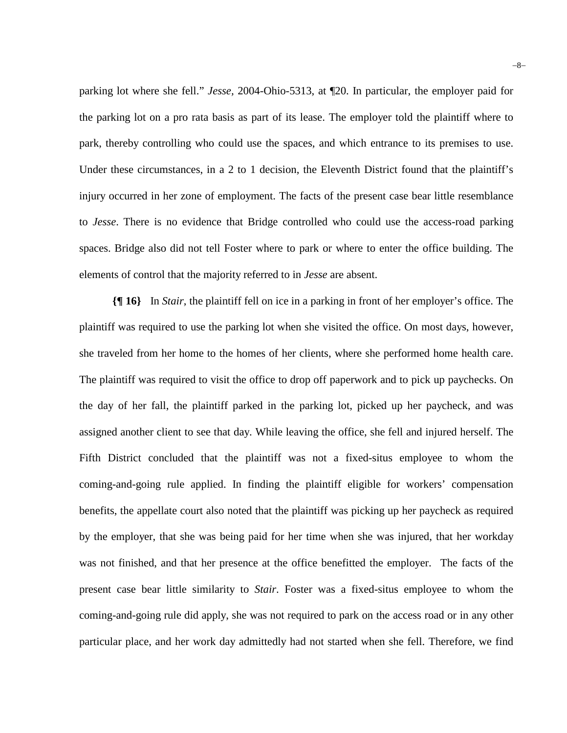parking lot where she fell." *Jesse*, 2004-Ohio-5313, at ¶20. In particular, the employer paid for the parking lot on a pro rata basis as part of its lease. The employer told the plaintiff where to park, thereby controlling who could use the spaces, and which entrance to its premises to use. Under these circumstances, in a 2 to 1 decision, the Eleventh District found that the plaintiff's injury occurred in her zone of employment. The facts of the present case bear little resemblance to *Jesse*. There is no evidence that Bridge controlled who could use the access-road parking spaces. Bridge also did not tell Foster where to park or where to enter the office building. The elements of control that the majority referred to in *Jesse* are absent.

**{¶ 16}** In *Stair*, the plaintiff fell on ice in a parking in front of her employer's office. The plaintiff was required to use the parking lot when she visited the office. On most days, however, she traveled from her home to the homes of her clients, where she performed home health care. The plaintiff was required to visit the office to drop off paperwork and to pick up paychecks. On the day of her fall, the plaintiff parked in the parking lot, picked up her paycheck, and was assigned another client to see that day. While leaving the office, she fell and injured herself. The Fifth District concluded that the plaintiff was not a fixed-situs employee to whom the coming-and-going rule applied. In finding the plaintiff eligible for workers' compensation benefits, the appellate court also noted that the plaintiff was picking up her paycheck as required by the employer, that she was being paid for her time when she was injured, that her workday was not finished, and that her presence at the office benefitted the employer. The facts of the present case bear little similarity to *Stair*. Foster was a fixed-situs employee to whom the coming-and-going rule did apply, she was not required to park on the access road or in any other particular place, and her work day admittedly had not started when she fell. Therefore, we find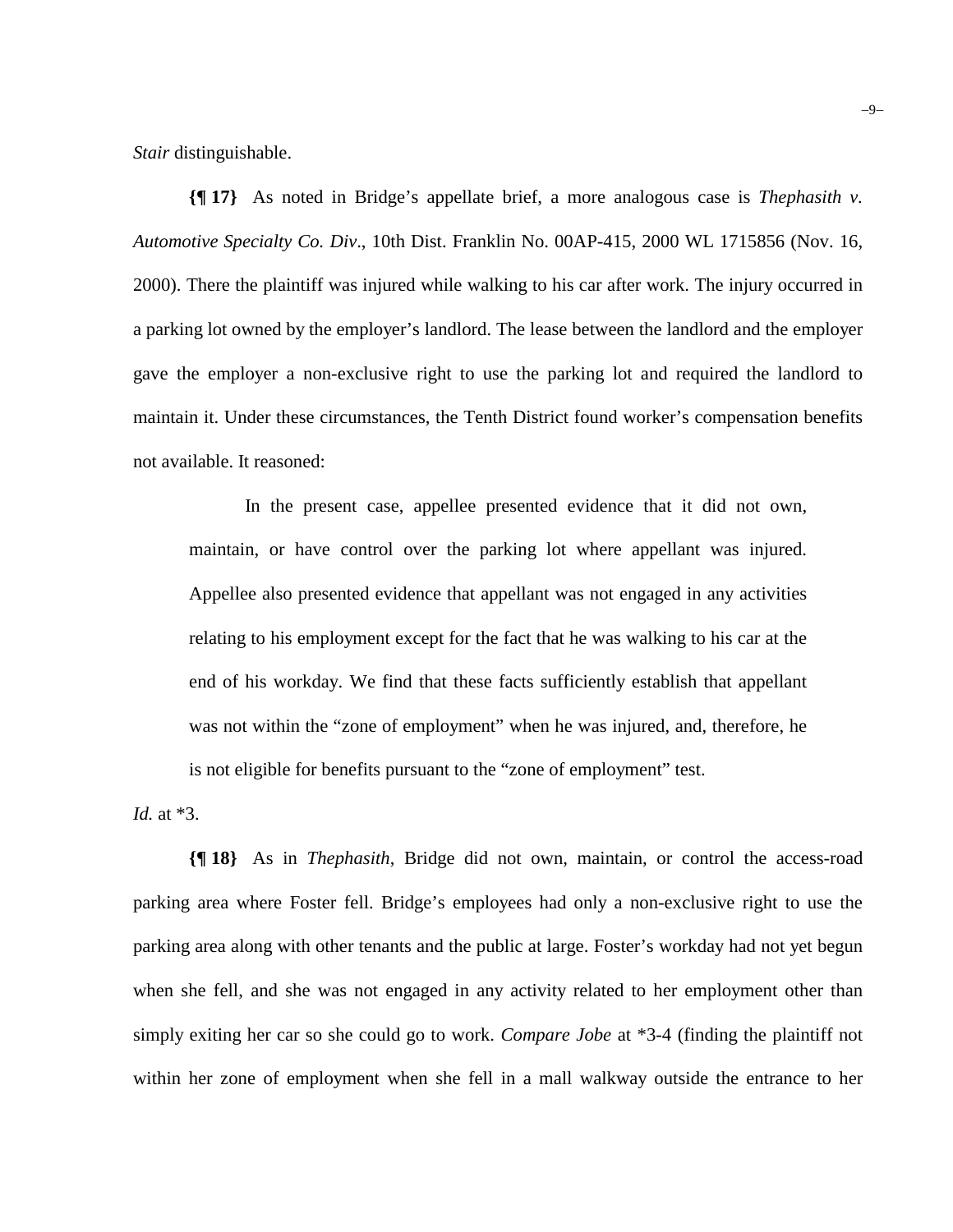*Stair* distinguishable.

**{¶ 17}** As noted in Bridge's appellate brief, a more analogous case is *Thephasith v. Automotive Specialty Co. Div*., 10th Dist. Franklin No. 00AP-415, 2000 WL 1715856 (Nov. 16, 2000). There the plaintiff was injured while walking to his car after work. The injury occurred in a parking lot owned by the employer's landlord. The lease between the landlord and the employer gave the employer a non-exclusive right to use the parking lot and required the landlord to maintain it. Under these circumstances, the Tenth District found worker's compensation benefits not available. It reasoned:

> In the present case, appellee presented evidence that it did not own, maintain, or have control over the parking lot where appellant was injured. Appellee also presented evidence that appellant was not engaged in any activities relating to his employment except for the fact that he was walking to his car at the end of his workday. We find that these facts sufficiently establish that appellant was not within the "zone of employment" when he was injured, and, therefore, he is not eligible for benefits pursuant to the "zone of employment" test.

*Id.* at *3.

**{¶ 18}** As in *Thephasith*, Bridge did not own, maintain, or control the access-road parking area where Foster fell. Bridge's employees had only a non-exclusive right to use the parking area along with other tenants and the public at large. Foster's workday had not yet begun when she fell, and she was not engaged in any activity related to her employment other than simply exiting her car so she could go to work. *Compare Jobe* at *3-4 (finding the plaintiff not within her zone of employment when she fell in a mall walkway outside the entrance to her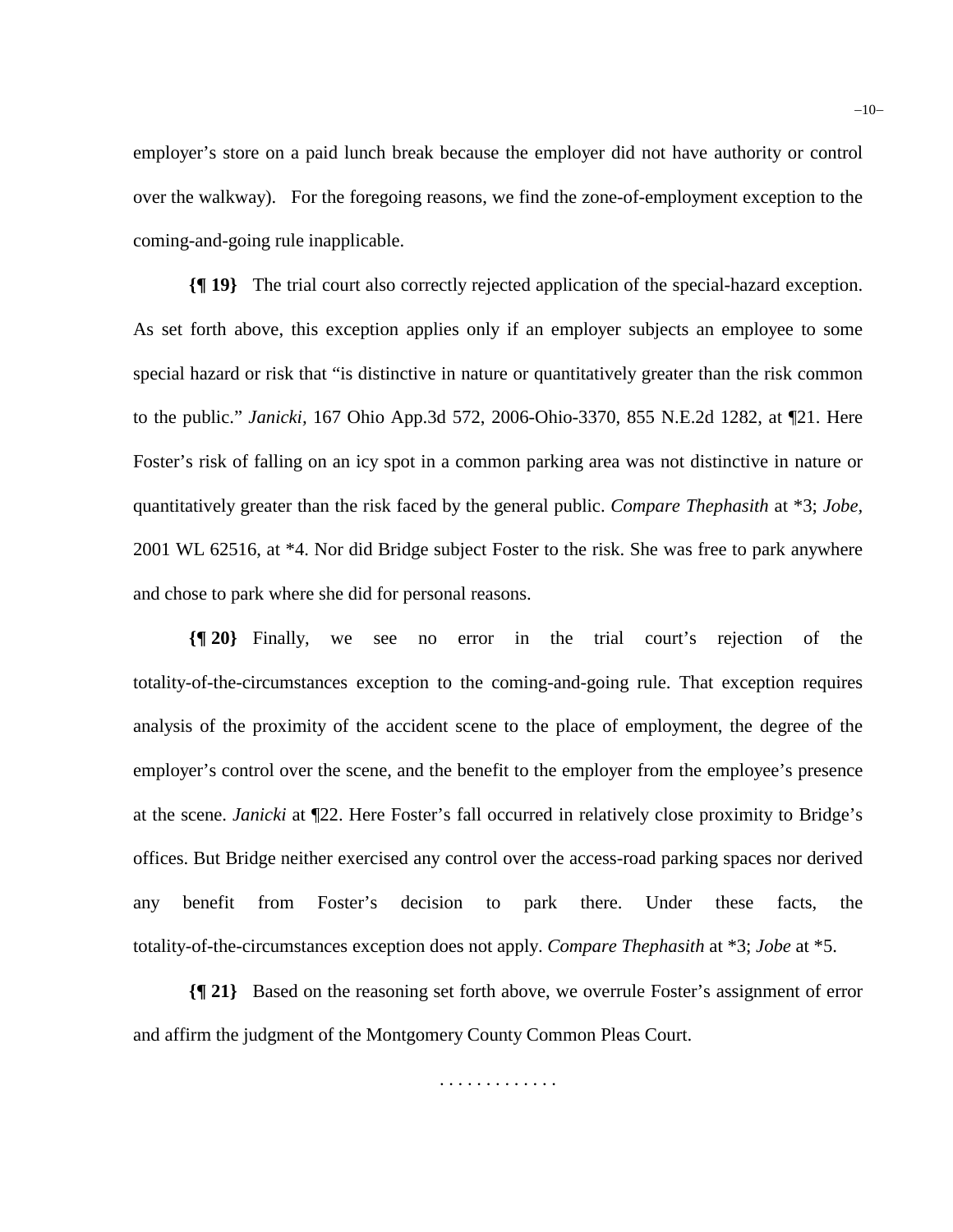employer's store on a paid lunch break because the employer did not have authority or control over the walkway). For the foregoing reasons, we find the zone-of-employment exception to the coming-and-going rule inapplicable.

**{¶ 19}** The trial court also correctly rejected application of the special-hazard exception. As set forth above, this exception applies only if an employer subjects an employee to some special hazard or risk that "is distinctive in nature or quantitatively greater than the risk common to the public." *Janicki,* 167 Ohio App.3d 572, 2006-Ohio-3370, 855 N.E.2d 1282, at ¶21. Here Foster's risk of falling on an icy spot in a common parking area was not distinctive in nature or quantitatively greater than the risk faced by the general public. *Compare Thephasith* at *3; *Jobe,* 2001 WL 62516, at *4. Nor did Bridge subject Foster to the risk. She was free to park anywhere and chose to park where she did for personal reasons.

**{¶ 20}** Finally, we see no error in the trial court's rejection of the totality-of-the-circumstances exception to the coming-and-going rule. That exception requires analysis of the proximity of the accident scene to the place of employment, the degree of the employer's control over the scene, and the benefit to the employer from the employee's presence at the scene. *Janicki* at ¶22. Here Foster's fall occurred in relatively close proximity to Bridge's offices. But Bridge neither exercised any control over the access-road parking spaces nor derived any benefit from Foster's decision to park there. Under these facts, the totality-of-the-circumstances exception does not apply. *Compare Thephasith* at *3; *Jobe* at *5.

**{¶ 21}** Based on the reasoning set forth above, we overrule Foster's assignment of error and affirm the judgment of the Montgomery County Common Pleas Court.

. . . . . . . . . . . . .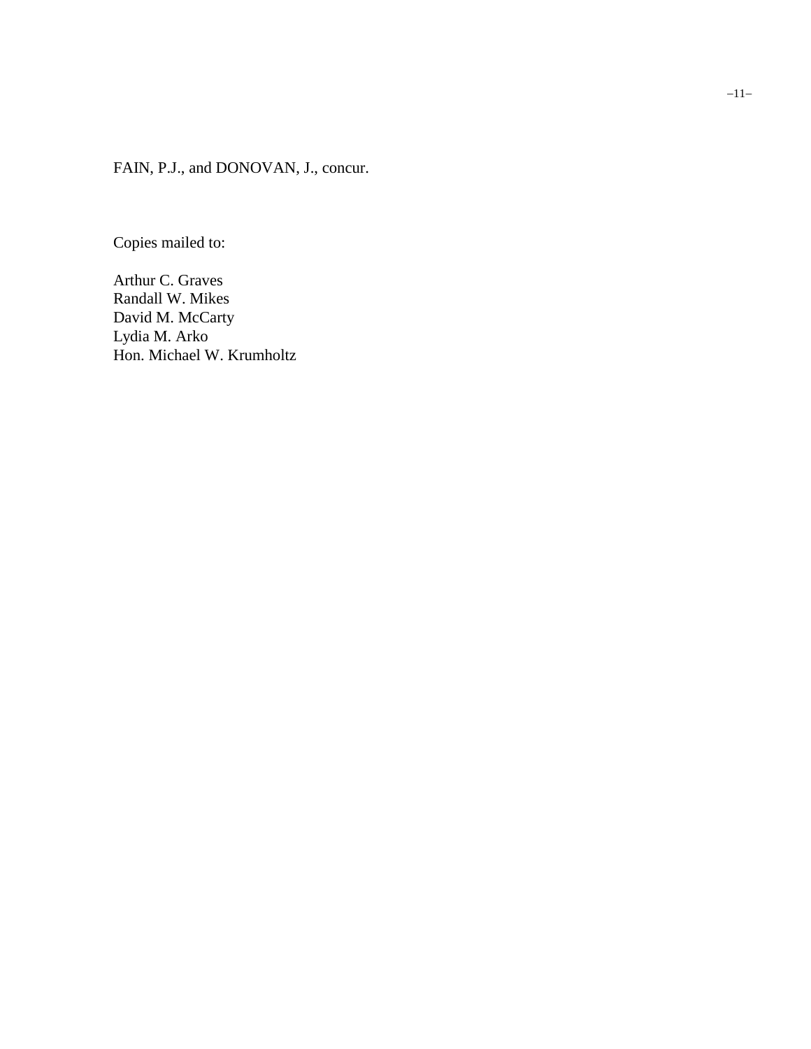FAIN, P.J., and DONOVAN, J., concur.

Copies mailed to:

Arthur C. Graves
Randall W. Mikes
David M. McCarty
Lydia M. Arko
Hon. Michael W. Krumholtz